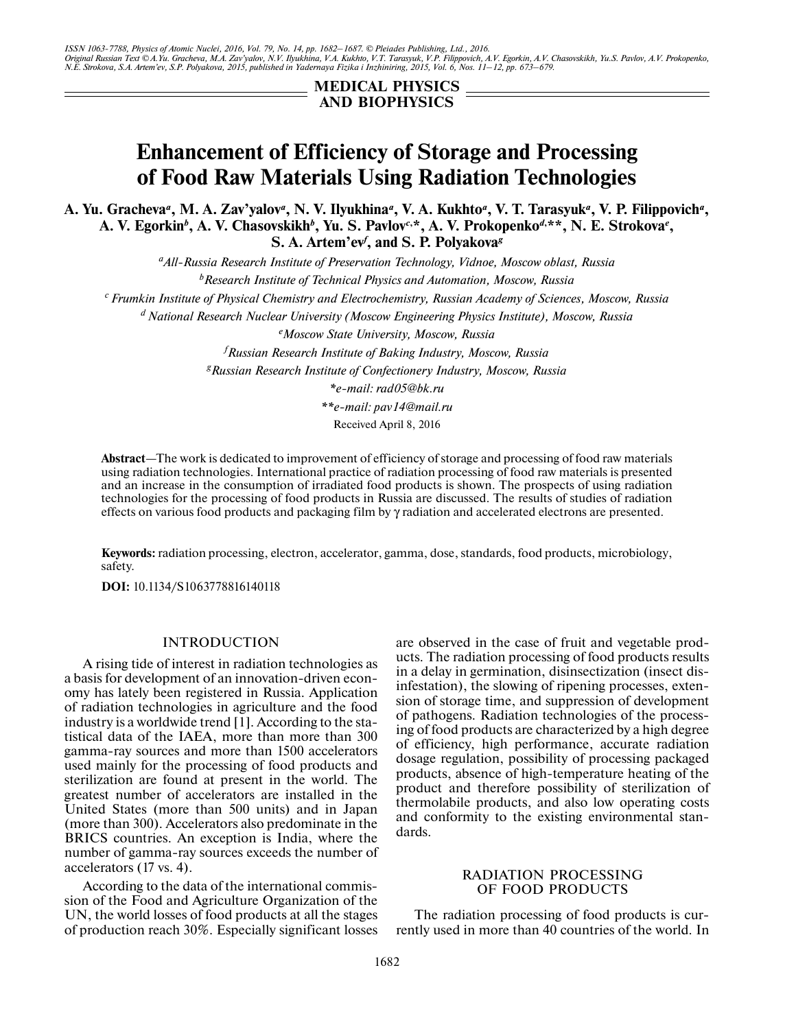MEDICAL PHYSICS AND BIOPHYSICS

# Enhancement of Efficiency of Storage and Processing of Food Raw Materials Using Radiation Technologies

**A. Yu. Gracheva[a], M. A. Zav'yalov[a], N. V. Ilyukhina[a], V. A. Kukhto[a], V. T. Tarasyuk[a], V. P. Filippovich[a], A. V. Egorkin[b], A. V. Chasovskikh[b], Yu. S. Pavlov[c,*], A. V. Prokopenko[d,**], N. E. Strokova[e], S. A. Artem'ev[f], and S. P. Polyakova[g]**

[a]*All-Russia Research Institute of Preservation Technology, Vidnoe, Moscow oblast, Russia*

[b]*Research Institute of Technical Physics and Automation, Moscow, Russia*

[c] *Frumkin Institute of Physical Chemistry and Electrochemistry, Russian Academy of Sciences, Moscow, Russia*

[d] *National Research Nuclear University (Moscow Engineering Physics Institute), Moscow, Russia*

[e]*Moscow State University, Moscow, Russia*

[f]*Russian Research Institute of Baking Industry, Moscow, Russia*

[g]*Russian Research Institute of Confectionery Industry, Moscow, Russia*

**e-mail: rad05@bk.ru*

***e-mail: pav14@mail.ru*

Received April 8, 2016

**Abstract**—The work is dedicated to improvement of efficiency of storage and processing of food raw materials using radiation technologies. International practice of radiation processing of food raw materials is presented and an increase in the consumption of irradiated food products is shown. The prospects of using radiation technologies for the processing of food products in Russia are discussed. The results of studies of radiation effects on various food products and packaging film by γ radiation and accelerated electrons are presented.

**Keywords:** radiation processing, electron, accelerator, gamma, dose, standards, food products, microbiology, safety.

**DOI:** 10.1134/S1063778816140118

## INTRODUCTION

A rising tide of interest in radiation technologies as a basis for development of an innovation-driven economy has lately been registered in Russia. Application of radiation technologies in agriculture and the food industry is a worldwide trend [1]. According to the statistical data of the IAEA, more than more than 300 gamma-ray sources and more than 1500 accelerators used mainly for the processing of food products and sterilization are found at present in the world. The greatest number of accelerators are installed in the United States (more than 500 units) and in Japan (more than 300). Accelerators also predominate in the BRICS countries. An exception is India, where the number of gamma-ray sources exceeds the number of accelerators (17 vs. 4).

According to the data of the international commission of the Food and Agriculture Organization of the UN, the world losses of food products at all the stages of production reach 30%. Especially significant losses are observed in the case of fruit and vegetable products. The radiation processing of food products results in a delay in germination, disinsectization (insect disinfestation), the slowing of ripening processes, extension of storage time, and suppression of development of pathogens. Radiation technologies of the processing of food products are characterized by a high degree of efficiency, high performance, accurate radiation dosage regulation, possibility of processing packaged products, absence of high-temperature heating of the product and therefore possibility of sterilization of thermolabile products, and also low operating costs and conformity to the existing environmental standards.

## RADIATION PROCESSING OF FOOD PRODUCTS

The radiation processing of food products is currently used in more than 40 countries of the world. In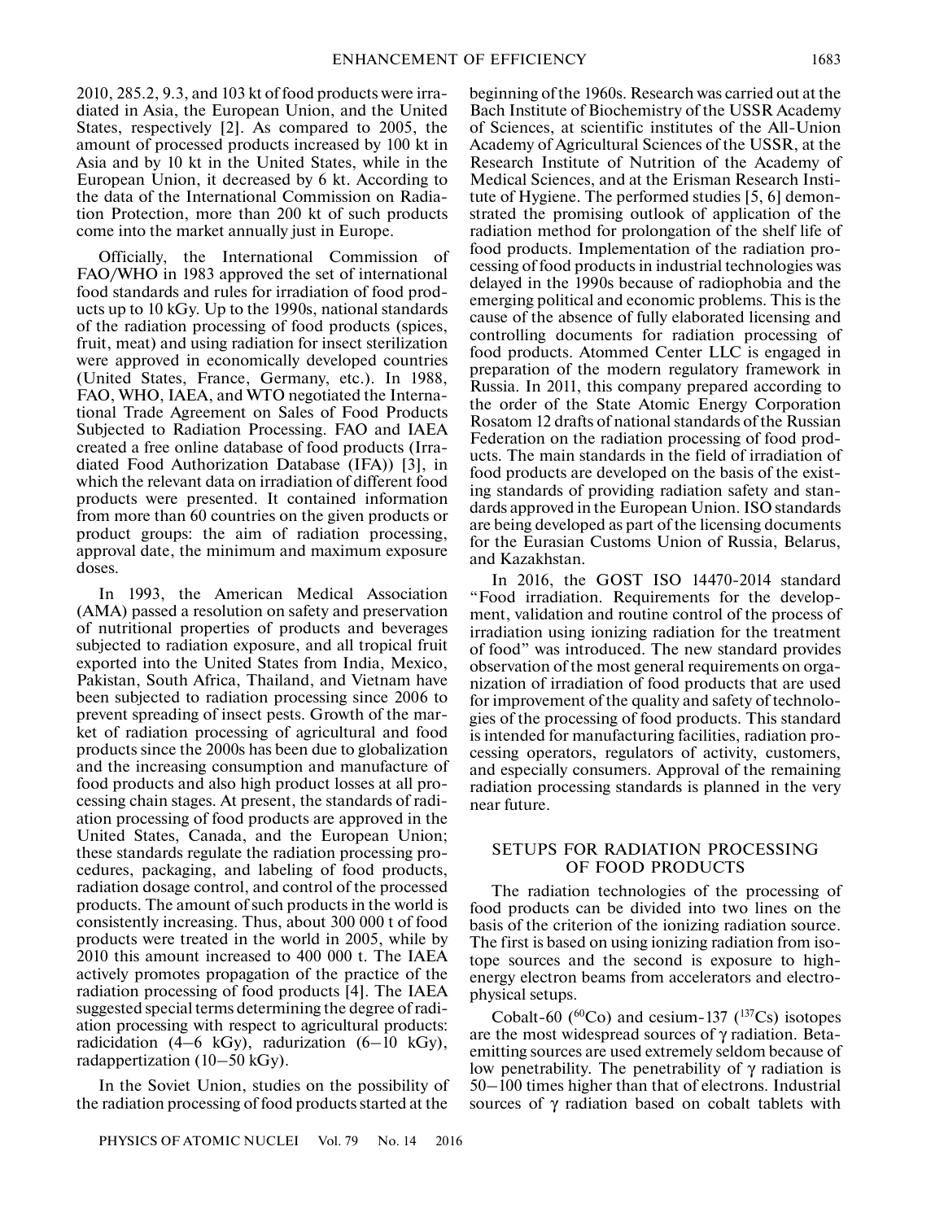2010, 285.2, 9.3, and 103 kt of food products were irradiated in Asia, the European Union, and the United States, respectively [2]. As compared to 2005, the amount of processed products increased by 100 kt in Asia and by 10 kt in the United States, while in the European Union, it decreased by 6 kt. According to the data of the International Commission on Radiation Protection, more than 200 kt of such products come into the market annually just in Europe.

Officially, the International Commission of FAO/WHO in 1983 approved the set of international food standards and rules for irradiation of food products up to 10 kGy. Up to the 1990s, national standards of the radiation processing of food products (spices, fruit, meat) and using radiation for insect sterilization were approved in economically developed countries (United States, France, Germany, etc.). In 1988, FAO, WHO, IAEA, and WTO negotiated the International Trade Agreement on Sales of Food Products Subjected to Radiation Processing. FAO and IAEA created a free online database of food products (Irradiated Food Authorization Database (IFA)) [3], in which the relevant data on irradiation of different food products were presented. It contained information from more than 60 countries on the given products or product groups: the aim of radiation processing, approval date, the minimum and maximum exposure doses.

In 1993, the American Medical Association (AMA) passed a resolution on safety and preservation of nutritional properties of products and beverages subjected to radiation exposure, and all tropical fruit exported into the United States from India, Mexico, Pakistan, South Africa, Thailand, and Vietnam have been subjected to radiation processing since 2006 to prevent spreading of insect pests. Growth of the market of radiation processing of agricultural and food products since the 2000s has been due to globalization and the increasing consumption and manufacture of food products and also high product losses at all processing chain stages. At present, the standards of radiation processing of food products are approved in the United States, Canada, and the European Union; these standards regulate the radiation processing procedures, packaging, and labeling of food products, radiation dosage control, and control of the processed products. The amount of such products in the world is consistently increasing. Thus, about 300 000 t of food products were treated in the world in 2005, while by 2010 this amount increased to 400 000 t. The IAEA actively promotes propagation of the practice of the radiation processing of food products [4]. The IAEA suggested special terms determining the degree of radiation processing with respect to agricultural products: radicidation (4–6 kGy), radurization (6–10 kGy), radappertization (10–50 kGy).

In the Soviet Union, studies on the possibility of the radiation processing of food products started at the beginning of the 1960s. Research was carried out at the Bach Institute of Biochemistry of the USSR Academy of Sciences, at scientific institutes of the All-Union Academy of Agricultural Sciences of the USSR, at the Research Institute of Nutrition of the Academy of Medical Sciences, and at the Erisman Research Institute of Hygiene. The performed studies [5, 6] demonstrated the promising outlook of application of the radiation method for prolongation of the shelf life of food products. Implementation of the radiation processing of food products in industrial technologies was delayed in the 1990s because of radiophobia and the emerging political and economic problems. This is the cause of the absence of fully elaborated licensing and controlling documents for radiation processing of food products. Atommed Center LLC is engaged in preparation of the modern regulatory framework in Russia. In 2011, this company prepared according to the order of the State Atomic Energy Corporation Rosatom 12 drafts of national standards of the Russian Federation on the radiation processing of food products. The main standards in the field of irradiation of food products are developed on the basis of the existing standards of providing radiation safety and standards approved in the European Union. ISO standards are being developed as part of the licensing documents for the Eurasian Customs Union of Russia, Belarus, and Kazakhstan.

In 2016, the GOST ISO 14470-2014 standard "Food irradiation. Requirements for the development, validation and routine control of the process of irradiation using ionizing radiation for the treatment of food" was introduced. The new standard provides observation of the most general requirements on organization of irradiation of food products that are used for improvement of the quality and safety of technologies of the processing of food products. This standard is intended for manufacturing facilities, radiation processing operators, regulators of activity, customers, and especially consumers. Approval of the remaining radiation processing standards is planned in the very near future.

## SETUPS FOR RADIATION PROCESSING OF FOOD PRODUCTS

The radiation technologies of the processing of food products can be divided into two lines on the basis of the criterion of the ionizing radiation source. The first is based on using ionizing radiation from isotope sources and the second is exposure to high-energy electron beams from accelerators and electrophysical setups.

Cobalt-60 ($^{60}Co$) and cesium-137 ($^{137}Cs$) isotopes are the most widespread sources of $\gamma$ radiation. Beta-emitting sources are used extremely seldom because of low penetrability. The penetrability of $\gamma$ radiation is 50–100 times higher than that of electrons. Industrial sources of $\gamma$ radiation based on cobalt tablets with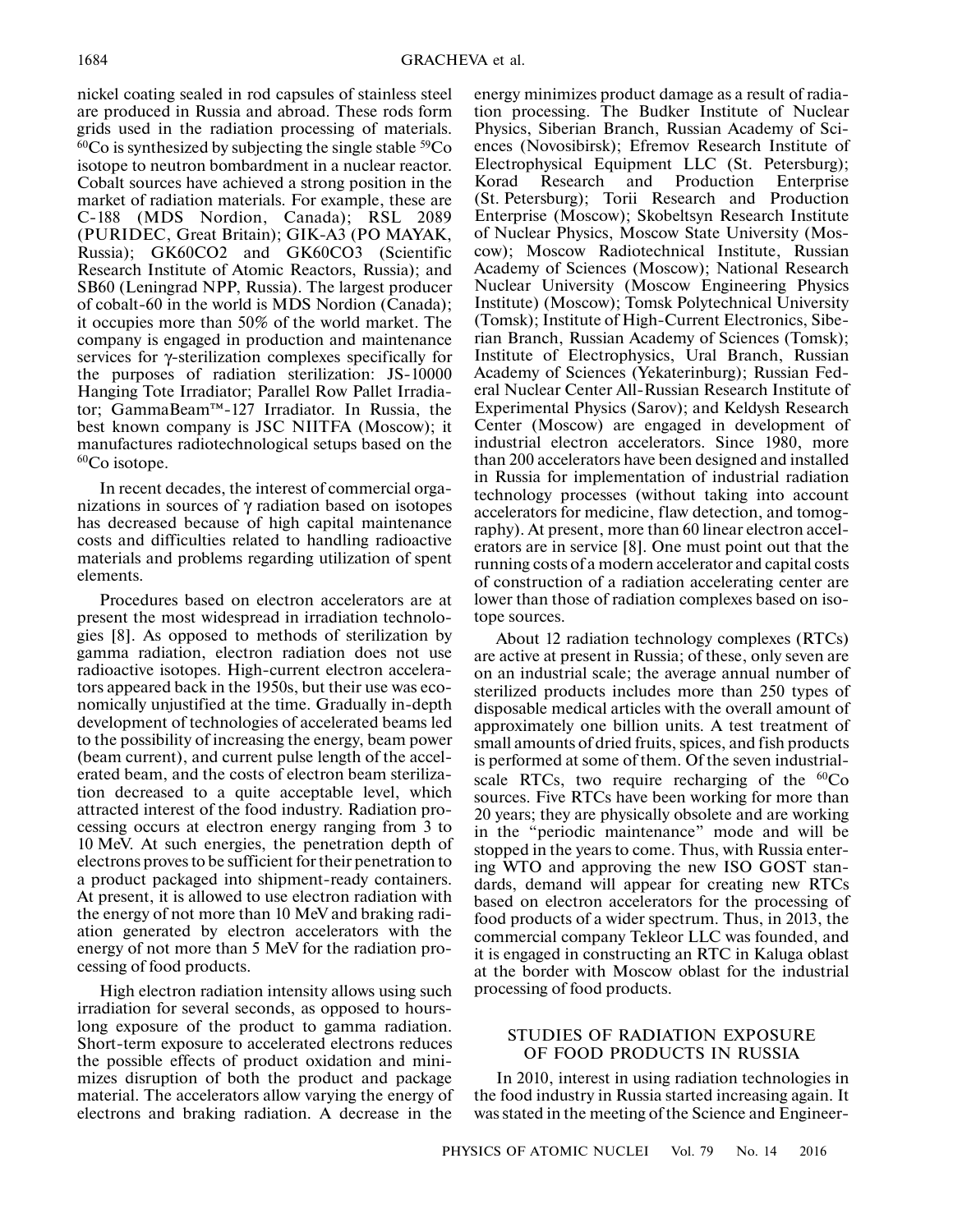nickel coating sealed in rod capsules of stainless steel are produced in Russia and abroad. These rods form grids used in the radiation processing of materials. $^{60}$Co is synthesized by subjecting the single stable $^{59}$Co isotope to neutron bombardment in a nuclear reactor. Cobalt sources have achieved a strong position in the market of radiation materials. For example, these are C-188 (MDS Nordion, Canada); RSL 2089 (PURIDEC, Great Britain); GIK-A3 (PO MAYAK, Russia); GK60CO2 and GK60CO3 (Scientific Research Institute of Atomic Reactors, Russia); and SB60 (Leningrad NPP, Russia). The largest producer of cobalt-60 in the world is MDS Nordion (Canada); it occupies more than 50% of the world market. The company is engaged in production and maintenance services for γ-sterilization complexes specifically for the purposes of radiation sterilization: JS-10000 Hanging Tote Irradiator; Parallel Row Pallet Irradiator; GammaBeam™-127 Irradiator. In Russia, the best known company is JSC NIITFA (Moscow); it manufactures radiotechnological setups based on the $^{60}$Co isotope.

In recent decades, the interest of commercial organizations in sources of γ radiation based on isotopes has decreased because of high capital maintenance costs and difficulties related to handling radioactive materials and problems regarding utilization of spent elements.

Procedures based on electron accelerators are at present the most widespread in irradiation technologies [8]. As opposed to methods of sterilization by gamma radiation, electron radiation does not use radioactive isotopes. High-current electron accelerators appeared back in the 1950s, but their use was economically unjustified at the time. Gradually in-depth development of technologies of accelerated beams led to the possibility of increasing the energy, beam power (beam current), and current pulse length of the accelerated beam, and the costs of electron beam sterilization decreased to a quite acceptable level, which attracted interest of the food industry. Radiation processing occurs at electron energy ranging from 3 to 10 MeV. At such energies, the penetration depth of electrons proves to be sufficient for their penetration to a product packaged into shipment-ready containers. At present, it is allowed to use electron radiation with the energy of not more than 10 MeV and braking radiation generated by electron accelerators with the energy of not more than 5 MeV for the radiation processing of food products.

High electron radiation intensity allows using such irradiation for several seconds, as opposed to hours-long exposure of the product to gamma radiation. Short-term exposure to accelerated electrons reduces the possible effects of product oxidation and minimizes disruption of both the product and package material. The accelerators allow varying the energy of electrons and braking radiation. A decrease in the energy minimizes product damage as a result of radiation processing. The Budker Institute of Nuclear Physics, Siberian Branch, Russian Academy of Sciences (Novosibirsk); Efremov Research Institute of Electrophysical Equipment LLC (St. Petersburg); Korad Research and Production Enterprise (St. Petersburg); Torii Research and Production Enterprise (Moscow); Skobeltsyn Research Institute of Nuclear Physics, Moscow State University (Moscow); Moscow Radiotechnical Institute, Russian Academy of Sciences (Moscow); National Research Nuclear University (Moscow Engineering Physics Institute) (Moscow); Tomsk Polytechnical University (Tomsk); Institute of High-Current Electronics, Siberian Branch, Russian Academy of Sciences (Tomsk); Institute of Electrophysics, Ural Branch, Russian Academy of Sciences (Yekaterinburg); Russian Federal Nuclear Center All-Russian Research Institute of Experimental Physics (Sarov); and Keldysh Research Center (Moscow) are engaged in development of industrial electron accelerators. Since 1980, more than 200 accelerators have been designed and installed in Russia for implementation of industrial radiation technology processes (without taking into account accelerators for medicine, flaw detection, and tomography). At present, more than 60 linear electron accelerators are in service [8]. One must point out that the running costs of a modern accelerator and capital costs of construction of a radiation accelerating center are lower than those of radiation complexes based on isotope sources.

About 12 radiation technology complexes (RTCs) are active at present in Russia; of these, only seven are on an industrial scale; the average annual number of sterilized products includes more than 250 types of disposable medical articles with the overall amount of approximately one billion units. A test treatment of small amounts of dried fruits, spices, and fish products is performed at some of them. Of the seven industrial-scale RTCs, two require recharging of the $^{60}$Co sources. Five RTCs have been working for more than 20 years; they are physically obsolete and are working in the "periodic maintenance" mode and will be stopped in the years to come. Thus, with Russia entering WTO and approving the new ISO GOST standards, demand will appear for creating new RTCs based on electron accelerators for the processing of food products of a wider spectrum. Thus, in 2013, the commercial company Tekleor LLC was founded, and it is engaged in constructing an RTC in Kaluga oblast at the border with Moscow oblast for the industrial processing of food products.

## STUDIES OF RADIATION EXPOSURE OF FOOD PRODUCTS IN RUSSIA

In 2010, interest in using radiation technologies in the food industry in Russia started increasing again. It was stated in the meeting of the Science and Engineer-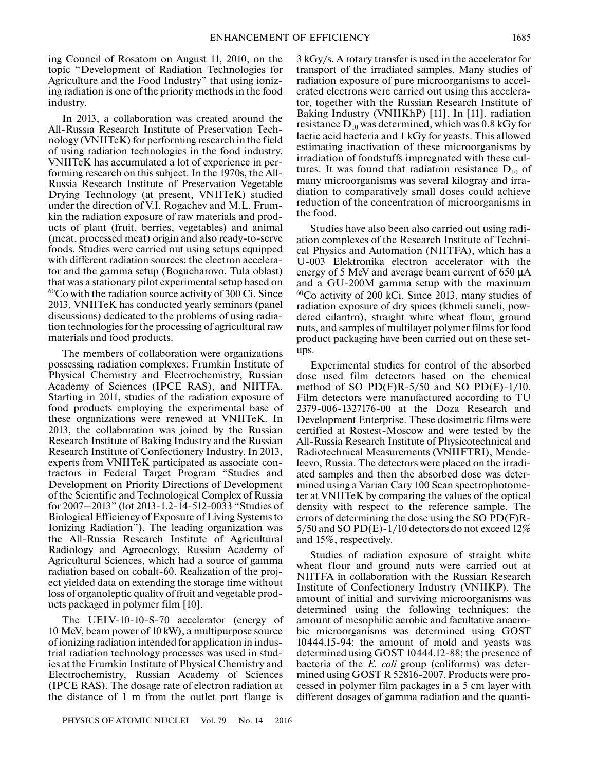ing Council of Rosatom on August 11, 2010, on the topic "Development of Radiation Technologies for Agriculture and the Food Industry" that using ionizing radiation is one of the priority methods in the food industry.

In 2013, a collaboration was created around the All-Russia Research Institute of Preservation Technology (VNIITeK) for performing research in the field of using radiation technologies in the food industry. VNIITeK has accumulated a lot of experience in performing research on this subject. In the 1970s, the All-Russia Research Institute of Preservation Vegetable Drying Technology (at present, VNIITeK) studied under the direction of V.I. Rogachev and M.L. Frumkin the radiation exposure of raw materials and products of plant (fruit, berries, vegetables) and animal (meat, processed meat) origin and also ready-to-serve foods. Studies were carried out using setups equipped with different radiation sources: the electron accelerator and the gamma setup (Bogucharovo, Tula oblast) that was a stationary pilot experimental setup based on $^{60}Co$ with the radiation source activity of 300 Ci. Since 2013, VNIITeK has conducted yearly seminars (panel discussions) dedicated to the problems of using radiation technologies for the processing of agricultural raw materials and food products.

The members of collaboration were organizations possessing radiation complexes: Frumkin Institute of Physical Chemistry and Electrochemistry, Russian Academy of Sciences (IPCE RAS), and NIITFA. Starting in 2011, studies of the radiation exposure of food products employing the experimental base of these organizations were renewed at VNIITeK. In 2013, the collaboration was joined by the Russian Research Institute of Baking Industry and the Russian Research Institute of Confectionery Industry. In 2013, experts from VNIITeK participated as associate contractors in Federal Target Program "Studies and Development on Priority Directions of Development of the Scientific and Technological Complex of Russia for 2007–2013" (lot 2013-1.2-14-512-0033 "Studies of Biological Efficiency of Exposure of Living Systems to Ionizing Radiation"). The leading organization was the All-Russia Research Institute of Agricultural Radiology and Agroecology, Russian Academy of Agricultural Sciences, which had a source of gamma radiation based on cobalt-60. Realization of the project yielded data on extending the storage time without loss of organoleptic quality of fruit and vegetable products packaged in polymer film [10].

The UELV-10-10-S-70 accelerator (energy of 10 MeV, beam power of 10 kW), a multipurpose source of ionizing radiation intended for application in industrial radiation technology processes was used in studies at the Frumkin Institute of Physical Chemistry and Electrochemistry, Russian Academy of Sciences (IPCE RAS). The dosage rate of electron radiation at the distance of 1 m from the outlet port flange is 3 kGy/s. A rotary transfer is used in the accelerator for transport of the irradiated samples. Many studies of radiation exposure of pure microorganisms to accelerated electrons were carried out using this accelerator, together with the Russian Research Institute of Baking Industry (VNIIKhP) [11]. In [11], radiation resistance $D_{10}$ was determined, which was 0.8 kGy for lactic acid bacteria and 1 kGy for yeasts. This allowed estimating inactivation of these microorganisms by irradiation of foodstuffs impregnated with these cultures. It was found that radiation resistance $D_{10}$ of many microorganisms was several kilogray and irradiation to comparatively small doses could achieve reduction of the concentration of microorganisms in the food.

Studies have also been also carried out using radiation complexes of the Research Institute of Technical Physics and Automation (NIITFA), which has a U-003 Elektronika electron accelerator with the energy of 5 MeV and average beam current of 650 μA and a GU-200M gamma setup with the maximum $^{60}Co$ activity of 200 kCi. Since 2013, many studies of radiation exposure of dry spices (khmeli suneli, powdered cilantro), straight white wheat flour, ground nuts, and samples of multilayer polymer films for food product packaging have been carried out on these setups.

Experimental studies for control of the absorbed dose used film detectors based on the chemical method of SO PD(F)R-5/50 and SO PD(E)-1/10. Film detectors were manufactured according to TU 2379-006-1327176-00 at the Doza Research and Development Enterprise. These dosimetric films were certified at Rostest-Moscow and were tested by the All-Russia Research Institute of Physicotechnical and Radiotechnical Measurements (VNIIFTRI), Mendeleevo, Russia. The detectors were placed on the irradiated samples and then the absorbed dose was determined using a Varian Cary 100 Scan spectrophotometer at VNIITeK by comparing the values of the optical density with respect to the reference sample. The errors of determining the dose using the SO PD(F)R-5/50 and SO PD(E)-1/10 detectors do not exceed 12% and 15%, respectively.

Studies of radiation exposure of straight white wheat flour and ground nuts were carried out at NIITFA in collaboration with the Russian Research Institute of Confectionery Industry (VNIIKP). The amount of initial and surviving microorganisms was determined using the following techniques: the amount of mesophilic aerobic and facultative anaerobic microorganisms was determined using GOST 10444.15-94; the amount of mold and yeasts was determined using GOST 10444.12-88; the presence of bacteria of the *E. coli* group (coliforms) was determined using GOST R 52816-2007. Products were processed in polymer film packages in a 5 cm layer with different dosages of gamma radiation and the quanti-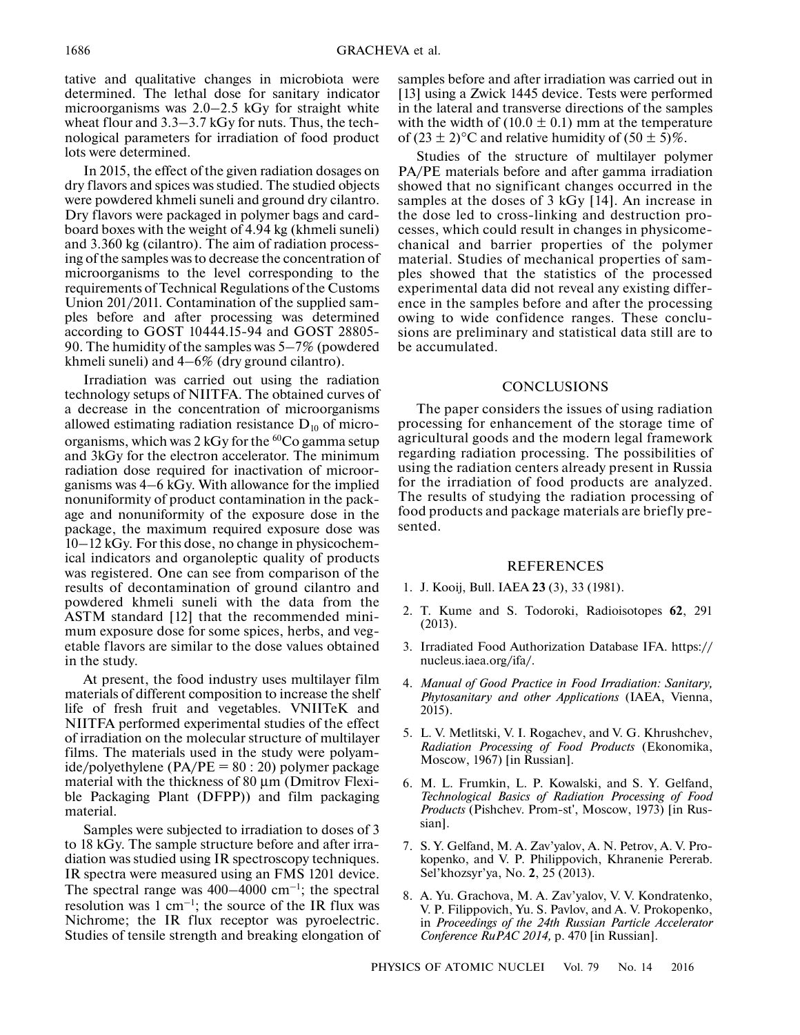tative and qualitative changes in microbiota were determined. The lethal dose for sanitary indicator microorganisms was 2.0–2.5 kGy for straight white wheat flour and 3.3–3.7 kGy for nuts. Thus, the technological parameters for irradiation of food product lots were determined.

In 2015, the effect of the given radiation dosages on dry flavors and spices was studied. The studied objects were powdered khmeli suneli and ground dry cilantro. Dry flavors were packaged in polymer bags and cardboard boxes with the weight of 4.94 kg (khmeli suneli) and 3.360 kg (cilantro). The aim of radiation processing of the samples was to decrease the concentration of microorganisms to the level corresponding to the requirements of Technical Regulations of the Customs Union 201/2011. Contamination of the supplied samples before and after processing was determined according to GOST 10444.15-94 and GOST 28805-90. The humidity of the samples was 5–7% (powdered khmeli suneli) and 4–6% (dry ground cilantro).

Irradiation was carried out using the radiation technology setups of NIITFA. The obtained curves of a decrease in the concentration of microorganisms allowed estimating radiation resistance $D_{10}$ of microorganisms, which was 2 kGy for the $^{60}$Co gamma setup and 3kGy for the electron accelerator. The minimum radiation dose required for inactivation of microorganisms was 4–6 kGy. With allowance for the implied nonuniformity of product contamination in the package and nonuniformity of the exposure dose in the package, the maximum required exposure dose was 10–12 kGy. For this dose, no change in physicochemical indicators and organoleptic quality of products was registered. One can see from comparison of the results of decontamination of ground cilantro and powdered khmeli suneli with the data from the ASTM standard [12] that the recommended minimum exposure dose for some spices, herbs, and vegetable flavors are similar to the dose values obtained in the study.

At present, the food industry uses multilayer film materials of different composition to increase the shelf life of fresh fruit and vegetables. VNIITeK and NIITFA performed experimental studies of the effect of irradiation on the molecular structure of multilayer films. The materials used in the study were polyamide/polyethylene (PA/PE = 80 : 20) polymer package material with the thickness of 80 μm (Dmitrov Flexible Packaging Plant (DFPP)) and film packaging material.

Samples were subjected to irradiation to doses of 3 to 18 kGy. The sample structure before and after irradiation was studied using IR spectroscopy techniques. IR spectra were measured using an FMS 1201 device. The spectral range was 400–4000 cm$^{-1}$; the spectral resolution was 1 cm$^{-1}$; the source of the IR flux was Nichrome; the IR flux receptor was pyroelectric. Studies of tensile strength and breaking elongation of samples before and after irradiation was carried out in [13] using a Zwick 1445 device. Tests were performed in the lateral and transverse directions of the samples with the width of (10.0 ± 0.1) mm at the temperature of (23 ± 2)°C and relative humidity of (50 ± 5)%.

Studies of the structure of multilayer polymer PA/PE materials before and after gamma irradiation showed that no significant changes occurred in the samples at the doses of 3 kGy [14]. An increase in the dose led to cross-linking and destruction processes, which could result in changes in physicomechanical and barrier properties of the polymer material. Studies of mechanical properties of samples showed that the statistics of the processed experimental data did not reveal any existing difference in the samples before and after the processing owing to wide confidence ranges. These conclusions are preliminary and statistical data still are to be accumulated.

## CONCLUSIONS

The paper considers the issues of using radiation processing for enhancement of the storage time of agricultural goods and the modern legal framework regarding radiation processing. The possibilities of using the radiation centers already present in Russia for the irradiation of food products are analyzed. The results of studying the radiation processing of food products and package materials are briefly presented.

## REFERENCES

1. J. Kooij, Bull. IAEA **23** (3), 33 (1981).
2. T. Kume and S. Todoroki, Radioisotopes **62**, 291 (2013).
3. Irradiated Food Authorization Database IFA. https://nucleus.iaea.org/ifa/.
4. *Manual of Good Practice in Food Irradiation: Sanitary, Phytosanitary and other Applications* (IAEA, Vienna, 2015).
5. L. V. Metlitski, V. I. Rogachev, and V. G. Khrushchev, *Radiation Processing of Food Products* (Ekonomika, Moscow, 1967) [in Russian].
6. M. L. Frumkin, L. P. Kowalski, and S. Y. Gelfand, *Technological Basics of Radiation Processing of Food Products* (Pishchev. Prom-st', Moscow, 1973) [in Russian].
7. S. Y. Gelfand, M. A. Zav'yalov, A. N. Petrov, A. V. Prokopenko, and V. P. Philippovich, Khranenie Pererab. Sel'khozsyr'ya, No. **2**, 25 (2013).
8. A. Yu. Grachova, M. A. Zav'yalov, V. V. Kondratenko, V. P. Filippovich, Yu. S. Pavlov, and A. V. Prokopenko, in *Proceedings of the 24th Russian Particle Accelerator Conference RuPAC 2014,* p. 470 [in Russian].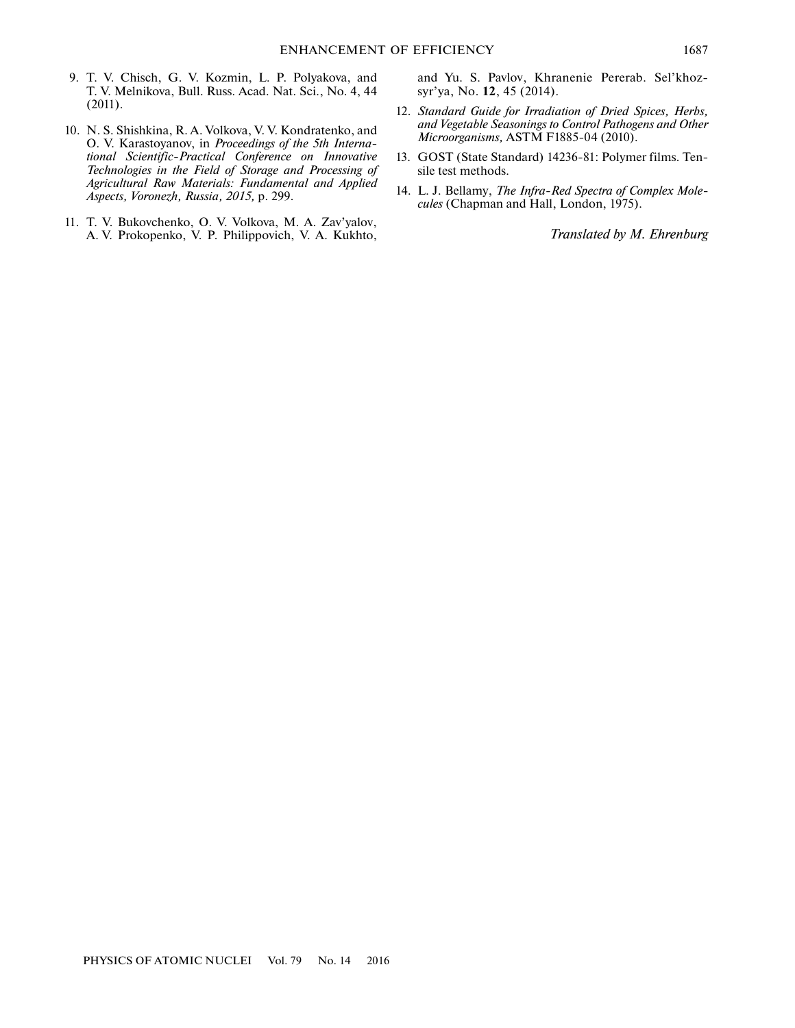9. T. V. Chisch, G. V. Kozmin, L. P. Polyakova, and T. V. Melnikova, Bull. Russ. Acad. Nat. Sci., No. 4, 44 (2011).

10. N. S. Shishkina, R. A. Volkova, V. V. Kondratenko, and O. V. Karastoyanov, in *Proceedings of the 5th International Scientific-Practical Conference on Innovative Technologies in the Field of Storage and Processing of Agricultural Raw Materials: Fundamental and Applied Aspects, Voronezh, Russia, 2015,* p. 299.

11. T. V. Bukovchenko, O. V. Volkova, M. A. Zav'yalov, A. V. Prokopenko, V. P. Philippovich, V. A. Kukhto, and Yu. S. Pavlov, Khranenie Pererab. Sel'khozsyr'ya, No. **12**, 45 (2014).

12. *Standard Guide for Irradiation of Dried Spices, Herbs, and Vegetable Seasonings to Control Pathogens and Other Microorganisms,* ASTM F1885-04 (2010).

13. GOST (State Standard) 14236-81: Polymer films. Tensile test methods.

14. L. J. Bellamy, *The Infra-Red Spectra of Complex Molecules* (Chapman and Hall, London, 1975).

*Translated by M. Ehrenburg*